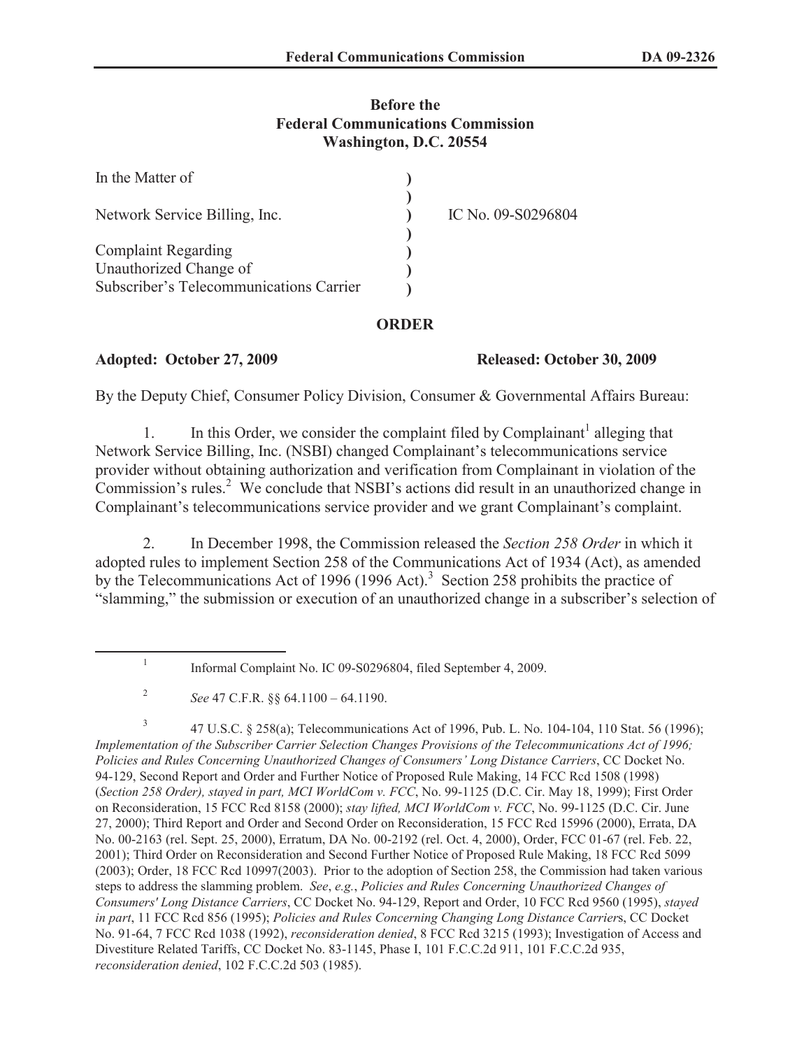**Before the**
**Federal Communications Commission**
**Washington, D.C. 20554**

| | | |
|---|---|---|
| In the Matter of | ) | |
| | ) | |
| Network Service Billing, Inc. | ) | IC No. 09-S0296804 |
| | ) | |
| Complaint Regarding | ) | |
| Unauthorized Change of | ) | |
| Subscriber's Telecommunications Carrier | ) | |

**ORDER**

**Adopted: October 27, 2009** **Released: October 30, 2009**

By the Deputy Chief, Consumer Policy Division, Consumer & Governmental Affairs Bureau:

1. In this Order, we consider the complaint filed by Complainant[1] alleging that Network Service Billing, Inc. (NSBI) changed Complainant's telecommunications service provider without obtaining authorization and verification from Complainant in violation of the Commission's rules.[2] We conclude that NSBI's actions did result in an unauthorized change in Complainant's telecommunications service provider and we grant Complainant's complaint.

2. In December 1998, the Commission released the *Section 258 Order* in which it adopted rules to implement Section 258 of the Communications Act of 1934 (Act), as amended by the Telecommunications Act of 1996 (1996 Act).[3] Section 258 prohibits the practice of "slamming," the submission or execution of an unauthorized change in a subscriber's selection of

---

[1] Informal Complaint No. IC 09-S0296804, filed September 4, 2009.

[2] *See* 47 C.F.R. §§ 64.1100 – 64.1190.

[3] 47 U.S.C. § 258(a); Telecommunications Act of 1996, Pub. L. No. 104-104, 110 Stat. 56 (1996); *Implementation of the Subscriber Carrier Selection Changes Provisions of the Telecommunications Act of 1996; Policies and Rules Concerning Unauthorized Changes of Consumers' Long Distance Carriers*, CC Docket No. 94-129, Second Report and Order and Further Notice of Proposed Rule Making, 14 FCC Rcd 1508 (1998) (*Section 258 Order), stayed in part, MCI WorldCom v. FCC*, No. 99-1125 (D.C. Cir. May 18, 1999); First Order on Reconsideration, 15 FCC Rcd 8158 (2000); *stay lifted, MCI WorldCom v. FCC*, No. 99-1125 (D.C. Cir. June 27, 2000); Third Report and Order and Second Order on Reconsideration, 15 FCC Rcd 15996 (2000), Errata, DA No. 00-2163 (rel. Sept. 25, 2000), Erratum, DA No. 00-2192 (rel. Oct. 4, 2000), Order, FCC 01-67 (rel. Feb. 22, 2001); Third Order on Reconsideration and Second Further Notice of Proposed Rule Making, 18 FCC Rcd 5099 (2003); Order, 18 FCC Rcd 10997(2003). Prior to the adoption of Section 258, the Commission had taken various steps to address the slamming problem. *See*, *e.g.*, *Policies and Rules Concerning Unauthorized Changes of Consumers' Long Distance Carriers*, CC Docket No. 94-129, Report and Order, 10 FCC Rcd 9560 (1995), *stayed in part*, 11 FCC Rcd 856 (1995); *Policies and Rules Concerning Changing Long Distance Carrier*s, CC Docket No. 91-64, 7 FCC Rcd 1038 (1992), *reconsideration denied*, 8 FCC Rcd 3215 (1993); Investigation of Access and Divestiture Related Tariffs, CC Docket No. 83-1145, Phase I, 101 F.C.C.2d 911, 101 F.C.C.2d 935, *reconsideration denied*, 102 F.C.C.2d 503 (1985).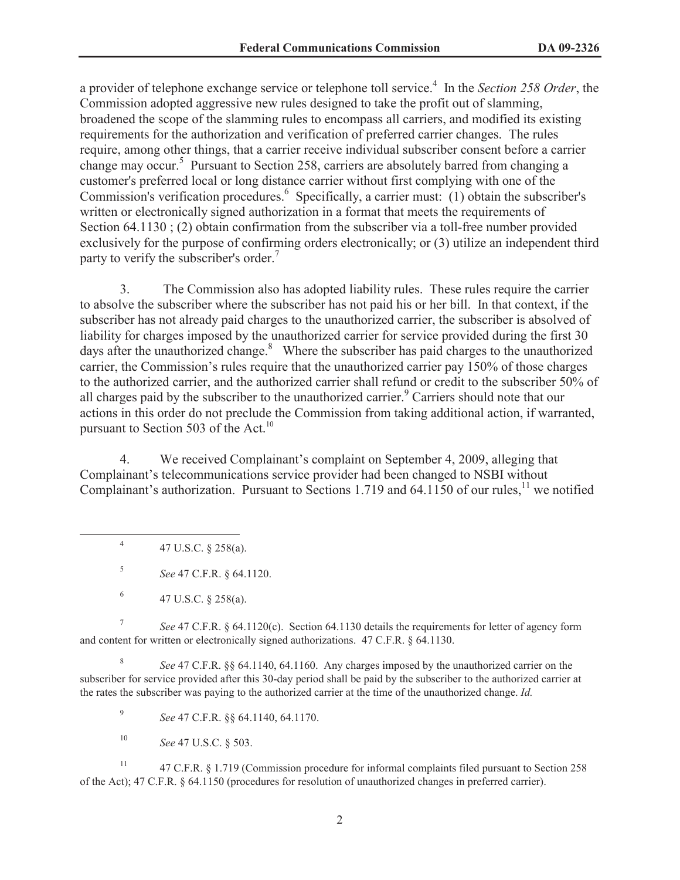a provider of telephone exchange service or telephone toll service.[4] In the *Section 258 Order*, the Commission adopted aggressive new rules designed to take the profit out of slamming, broadened the scope of the slamming rules to encompass all carriers, and modified its existing requirements for the authorization and verification of preferred carrier changes. The rules require, among other things, that a carrier receive individual subscriber consent before a carrier change may occur.[5] Pursuant to Section 258, carriers are absolutely barred from changing a customer's preferred local or long distance carrier without first complying with one of the Commission's verification procedures.[6] Specifically, a carrier must: (1) obtain the subscriber's written or electronically signed authorization in a format that meets the requirements of Section 64.1130 ; (2) obtain confirmation from the subscriber via a toll-free number provided exclusively for the purpose of confirming orders electronically; or (3) utilize an independent third party to verify the subscriber's order.[7]

3. The Commission also has adopted liability rules. These rules require the carrier to absolve the subscriber where the subscriber has not paid his or her bill. In that context, if the subscriber has not already paid charges to the unauthorized carrier, the subscriber is absolved of liability for charges imposed by the unauthorized carrier for service provided during the first 30 days after the unauthorized change.[8] Where the subscriber has paid charges to the unauthorized carrier, the Commission's rules require that the unauthorized carrier pay 150% of those charges to the authorized carrier, and the authorized carrier shall refund or credit to the subscriber 50% of all charges paid by the subscriber to the unauthorized carrier.[9] Carriers should note that our actions in this order do not preclude the Commission from taking additional action, if warranted, pursuant to Section 503 of the Act.[10]

4. We received Complainant's complaint on September 4, 2009, alleging that Complainant's telecommunications service provider had been changed to NSBI without Complainant's authorization. Pursuant to Sections 1.719 and 64.1150 of our rules,[11] we notified

---

[4] 47 U.S.C. § 258(a).

[5] *See* 47 C.F.R. § 64.1120.

[6] 47 U.S.C. § 258(a).

[7] *See* 47 C.F.R. § 64.1120(c). Section 64.1130 details the requirements for letter of agency form and content for written or electronically signed authorizations. 47 C.F.R. § 64.1130.

[8] *See* 47 C.F.R. §§ 64.1140, 64.1160. Any charges imposed by the unauthorized carrier on the subscriber for service provided after this 30-day period shall be paid by the subscriber to the authorized carrier at the rates the subscriber was paying to the authorized carrier at the time of the unauthorized change. *Id.*

[9] *See* 47 C.F.R. §§ 64.1140, 64.1170.

[10] *See* 47 U.S.C. § 503.

[11] 47 C.F.R. § 1.719 (Commission procedure for informal complaints filed pursuant to Section 258 of the Act); 47 C.F.R. § 64.1150 (procedures for resolution of unauthorized changes in preferred carrier).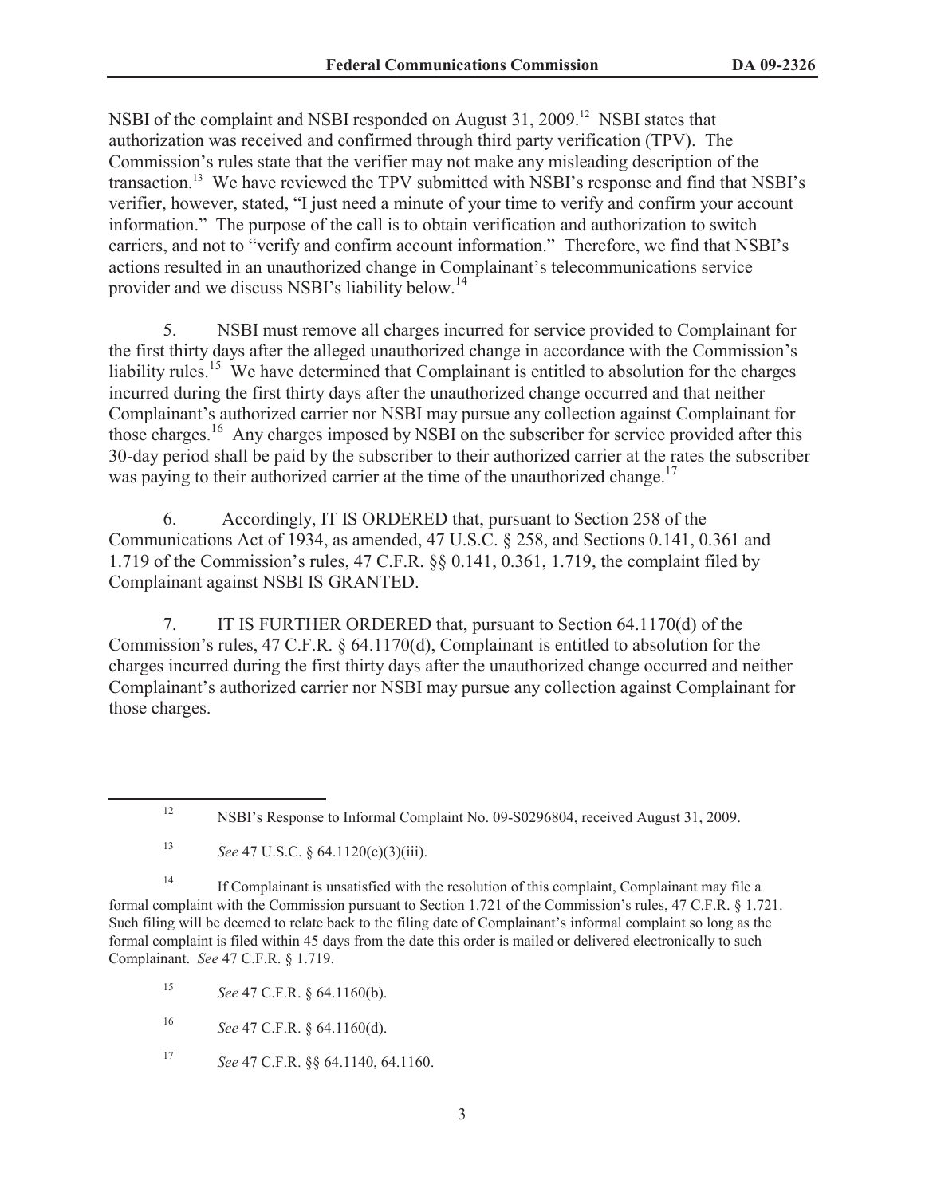NSBI of the complaint and NSBI responded on August 31, 2009.[12] NSBI states that authorization was received and confirmed through third party verification (TPV). The Commission's rules state that the verifier may not make any misleading description of the transaction.[13] We have reviewed the TPV submitted with NSBI's response and find that NSBI's verifier, however, stated, "I just need a minute of your time to verify and confirm your account information." The purpose of the call is to obtain verification and authorization to switch carriers, and not to "verify and confirm account information." Therefore, we find that NSBI's actions resulted in an unauthorized change in Complainant's telecommunications service provider and we discuss NSBI's liability below.[14]

5. NSBI must remove all charges incurred for service provided to Complainant for the first thirty days after the alleged unauthorized change in accordance with the Commission's liability rules.[15] We have determined that Complainant is entitled to absolution for the charges incurred during the first thirty days after the unauthorized change occurred and that neither Complainant's authorized carrier nor NSBI may pursue any collection against Complainant for those charges.[16] Any charges imposed by NSBI on the subscriber for service provided after this 30-day period shall be paid by the subscriber to their authorized carrier at the rates the subscriber was paying to their authorized carrier at the time of the unauthorized change.[17]

6. Accordingly, IT IS ORDERED that, pursuant to Section 258 of the Communications Act of 1934, as amended, 47 U.S.C. § 258, and Sections 0.141, 0.361 and 1.719 of the Commission's rules, 47 C.F.R. §§ 0.141, 0.361, 1.719, the complaint filed by Complainant against NSBI IS GRANTED.

7. IT IS FURTHER ORDERED that, pursuant to Section 64.1170(d) of the Commission's rules, 47 C.F.R. § 64.1170(d), Complainant is entitled to absolution for the charges incurred during the first thirty days after the unauthorized change occurred and neither Complainant's authorized carrier nor NSBI may pursue any collection against Complainant for those charges.

---

[12] NSBI's Response to Informal Complaint No. 09-S0296804, received August 31, 2009.

[13] *See* 47 U.S.C. § 64.1120(c)(3)(iii).

[14] If Complainant is unsatisfied with the resolution of this complaint, Complainant may file a formal complaint with the Commission pursuant to Section 1.721 of the Commission's rules, 47 C.F.R. § 1.721. Such filing will be deemed to relate back to the filing date of Complainant's informal complaint so long as the formal complaint is filed within 45 days from the date this order is mailed or delivered electronically to such Complainant. *See* 47 C.F.R. § 1.719.

[15] *See* 47 C.F.R. § 64.1160(b).

[16] *See* 47 C.F.R. § 64.1160(d).

[17] *See* 47 C.F.R. §§ 64.1140, 64.1160.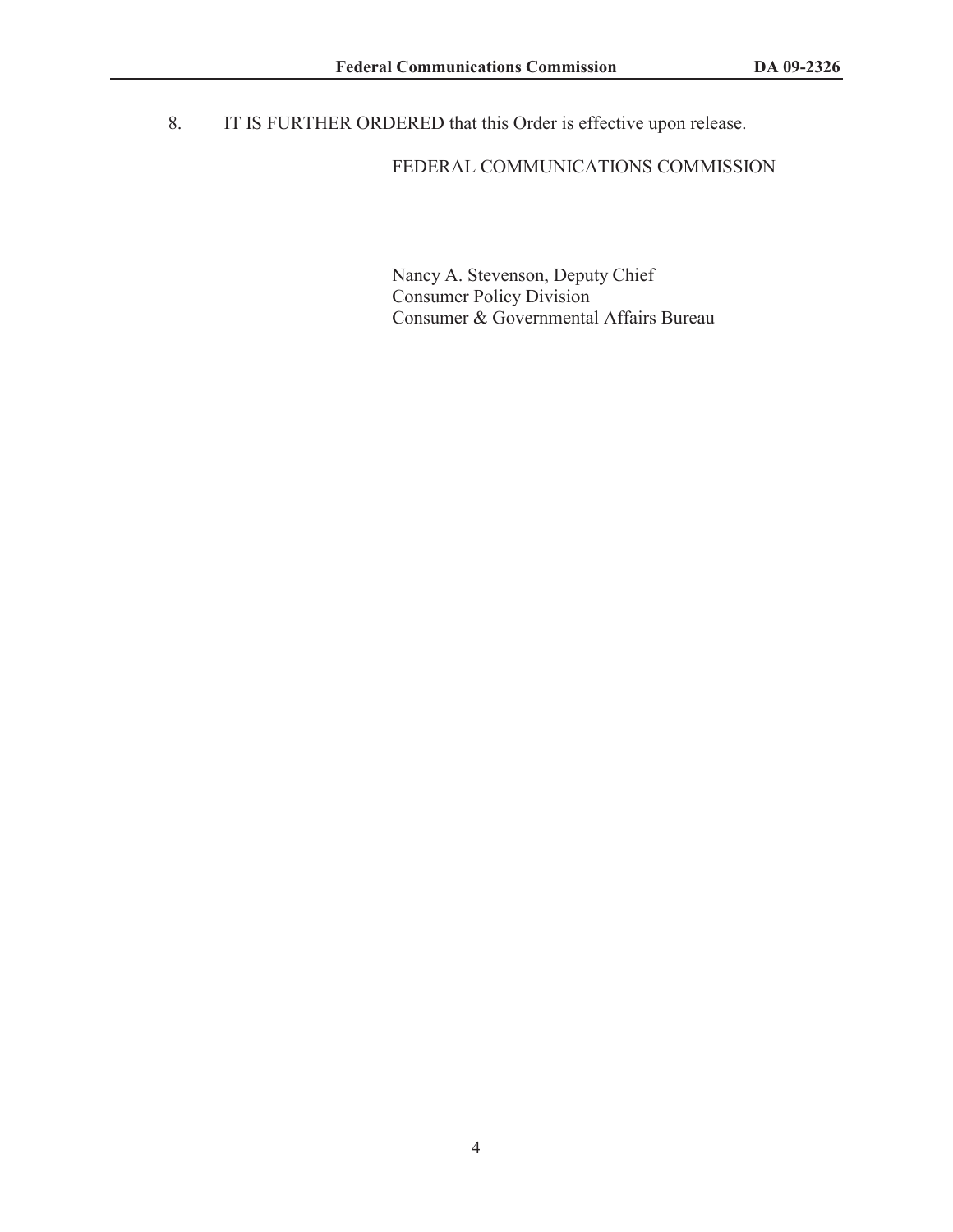8. IT IS FURTHER ORDERED that this Order is effective upon release.

FEDERAL COMMUNICATIONS COMMISSION

Nancy A. Stevenson, Deputy Chief
Consumer Policy Division
Consumer & Governmental Affairs Bureau